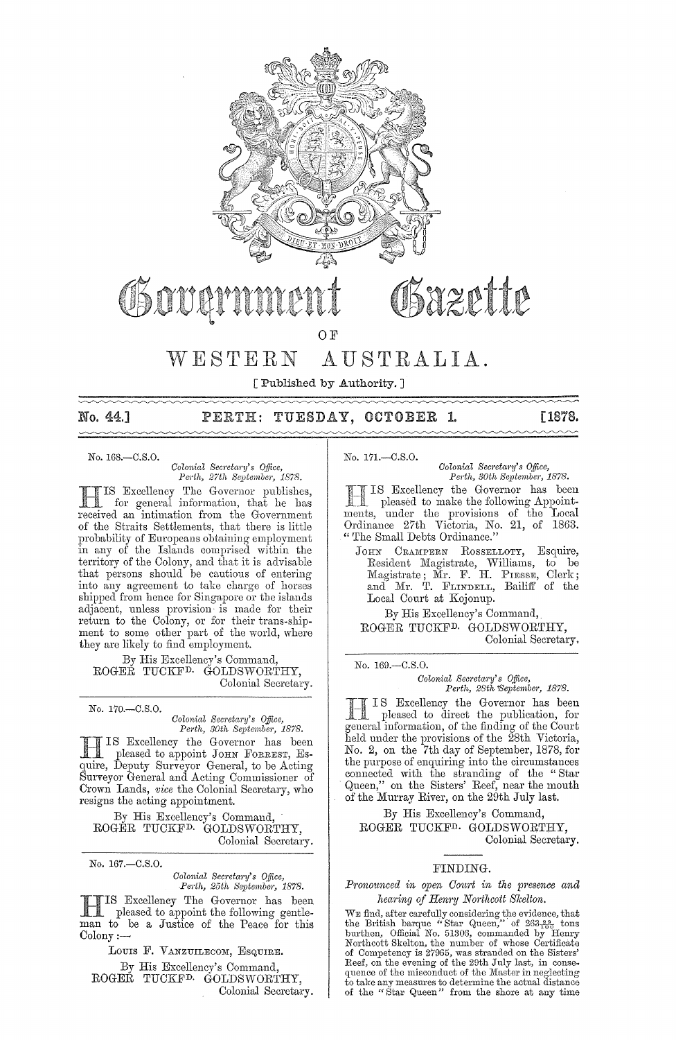# Government Gazette

OF

# WESTERN AUSTRALIA.

[ Published by Authority. ]

**No. 44.] PERTH: TUESDAY, OCTOBER 1. [1878.**

---

No. 168.—C.S.O.

*Colonial Secretary's Office,*
*Perth, 27th September, 1878.*

HIS Excellency The Governor publishes, for general information, that he has received an intimation from the Government of the Straits Settlements, that there is little probability of Europeans obtaining employment in any of the Islands comprised within the territory of the Colony, and that it is advisable that persons should be cautious of entering into any agreement to take charge of horses shipped from hence for Singapore or the islands adjacent, unless provision is made for their return to the Colony, or for their trans-shipment to some other part of the world, where they are likely to find employment.

By His Excellency's Command,
ROGER TUCKFD. GOLDSWORTHY,
Colonial Secretary.

---

No. 170.—C.S.O.

*Colonial Secretary's Office,*
*Perth, 30th September, 1878.*

HIS Excellency the Governor has been pleased to appoint JOHN FORREST, Esquire, Deputy Surveyor General, to be Acting Surveyor General and Acting Commissioner of Crown Lands, *vice* the Colonial Secretary, who resigns the acting appointment.

By His Excellency's Command,
ROGER TUCKFD. GOLDSWORTHY,
Colonial Secretary.

---

No. 167.—C.S.O.

*Colonial Secretary's Office,*
*Perth, 25th September, 1878.*

HIS Excellency The Governor has been pleased to appoint the following gentleman to be a Justice of the Peace for this Colony:—

LOUIS F. VANZUILECOM, ESQUIRE.

By His Excellency's Command,
ROGER TUCKFD. GOLDSWORTHY,
Colonial Secretary.

---

No. 171.—C.S.O.

*Colonial Secretary's Office,*
*Perth, 30th September, 1878.*

HIS Excellency the Governor has been pleased to make the following Appointments, under the provisions of the Local Ordinance 27th Victoria, No. 21, of 1863. "The Small Debts Ordinance."

JOHN CRAMPERN ROSSELLOTY, Esquire, Resident Magistrate, Williams, to be Magistrate; Mr. F. H. PIESSE, Clerk; and Mr. T. FLINDELL, Bailiff of the Local Court at Kojonup.

By His Excellency's Command,
ROGER TUCKFD. GOLDSWORTHY,
Colonial Secretary.

---

No. 169.—C.S.O.

*Colonial Secretary's Office,*
*Perth, 28th September, 1878.*

HIS Excellency the Governor has been pleased to direct the publication, for general information, of the finding of the Court held under the provisions of the 28th Victoria, No. 2, on the 7th day of September, 1878, for the purpose of enquiring into the circumstances connected with the stranding of the "Star Queen," on the Sisters' Reef, near the mouth of the Murray River, on the 29th July last.

By His Excellency's Command,
ROGER TUCKFD. GOLDSWORTHY,
Colonial Secretary.

---

FINDING.

*Pronounced in open Court in the presence and hearing of Henry Northcott Skelton.*

WE find, after carefully considering the evidence, that the British barque "Star Queen," of $263\frac{92}{100}$ tons burthen, Official No. 51306, commanded by Henry Northcott Skelton, the number of whose Certificate of Competency is 27965, was stranded on the Sisters' Reef, on the evening of the 29th July last, in consequence of the misconduct of the Master in neglecting to take any measures to determine the actual distance of the "Star Queen" from the shore at any time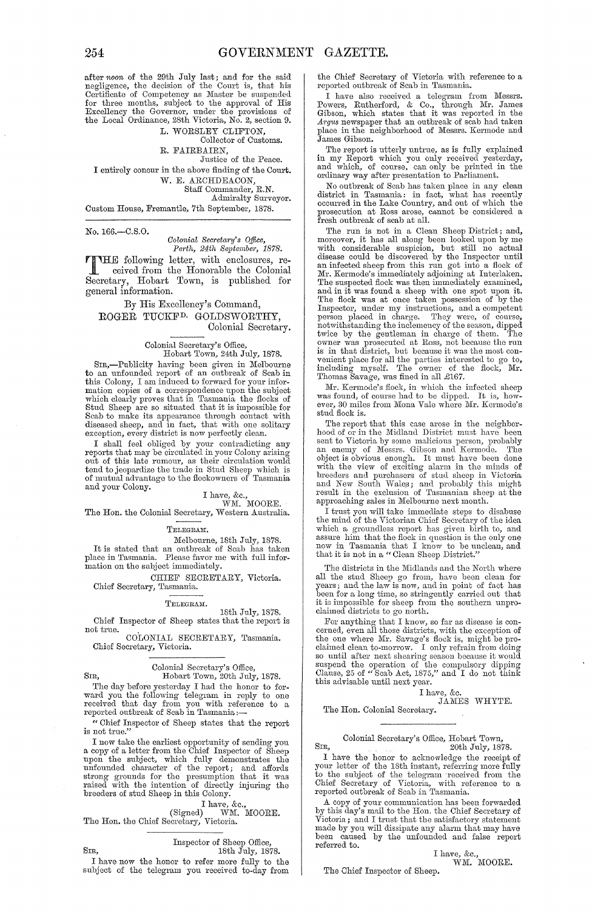after *noon* of the 29th July last; and for the said negligence, the decision of the Court is, that his Certificate of Competency as Master be suspended for three months, subject to the approval of His Excellency the Governor, under the provisions of the Local Ordinance, 28th Victoria, No. 2, section 9.

L. WORSLEY CLIFTON,
Collector of Customs.

R. FAIRBAIRN,
Justice of the Peace.

I entirely concur in the above finding of the Court.

W. E. ARCHDEACON,
Staff Commander, R.N.
Admiralty Surveyor.

Custom House, Fremantle, 7th September, 1878.

---

No. 166.—C.S.O.

*Colonial Secretary's Office,*
*Perth, 24th September, 1878.*

THE following letter, with enclosures, received from the Honorable the Colonial Secretary, Hobart Town, is published for general information.

By His Excellency's Command,

ROGER TUCKFD. GOLDSWORTHY,
Colonial Secretary.

---

Colonial Secretary's Office,
Hobart Town, 24th July, 1878.

SIR,—Publicity having been given in Melbourne to an unfounded report of an outbreak of Scab in this Colony, I am induced to forward for your information copies of a correspondence upon the subject which clearly proves that in Tasmania the flocks of Stud Sheep are so situated that it is impossible for Scab to make its appearance through contact with diseased sheep, and in fact, that with one solitary exception, every district is now perfectly clean.

I shall feel obliged by your contradicting any reports that may be circulated in your Colony arising out of this late rumour, as their circulation would tend to jeopardize the trade in Stud Sheep which is of mutual advantage to the flockowners of Tasmania and your Colony.

I have, &c.,
WM. MOORE.

The Hon. the Colonial Secretary, Western Australia.

---

TELEGRAM.

Melbourne, 18th July, 1878.

It is stated that an outbreak of Scab has taken place in Tasmania. Please favor me with full information on the subject immediately.

CHIEF SECRETARY, Victoria.

Chief Secretary, Tasmania.

---

TELEGRAM.

18th July, 1878.

Chief Inspector of Sheep states that the report is not true.

COLONIAL SECRETARY, Tasmania.

Chief Secretary, Victoria.

---

Colonial Secretary's Office,
SIR, Hobart Town, 20th July, 1878.

The day before yesterday I had the honor to forward you the following telegram in reply to one received that day from you with reference to a reported outbreak of Scab in Tasmania:—

"Chief Inspector of Sheep states that the report is not true."

I now take the earliest opportunity of sending you a copy of a letter from the Chief Inspector of Sheep upon the subject, which fully demonstrates the unfounded character of the report; and affords strong grounds for the presumption that it was raised with the intention of directly injuring the breeders of stud Sheep in this Colony.

I have, &c.,
(Signed) WM. MOORE.

The Hon. the Chief Secretary, Victoria.

---

Inspector of Sheep Office,
SIR, 18th July, 1878.

I have now the honor to refer more fully to the subject of the telegram you received to-day from the Chief Secretary of Victoria with reference to a reported outbreak of Scab in Tasmania.

I have also received a telegram from Messrs. Powers, Rutherford, & Co., through Mr. James Gibson, which states that it was reported in the *Argus* newspaper that an outbreak of scab had taken place in the neighborhood of Messrs. Kermode and James Gibson.

The report is utterly untrue, as is fully explained in my Report which you only received yesterday, and which, of course, can only be printed in the ordinary way after presentation to Parliament.

No outbreak of Scab has taken place in any clean district in Tasmania: in fact, what has recently occurred in the Lake Country, and out of which the prosecution at Ross arose, cannot be considered a fresh outbreak of scab at all.

The run is not in a Clean Sheep District; and, moreover, it has all along been looked upon by me with considerable suspicion, but still no actual disease could be discovered by the Inspector until an infected sheep from this run got into a flock of Mr. Kermode's immediately adjoining at Interlaken. The suspected flock was then immediately examined, and in it was found a sheep with one spot upon it. The flock was at once taken possession of by the Inspector, under my instructions, and a competent person placed in charge. They were, of course, notwithstanding the inclemency of the season, dipped twice by the gentleman in charge of them. The owner was prosecuted at Ross, not because the run is in that district, but because it was the most convenient place for all the parties interested to go to, including myself. The owner of the flock, Mr. Thomas Savage, was fined in all £167.

Mr. Kermode's flock, in which the infected sheep was found, of course had to be dipped. It is, however, 30 miles from Mona Vale where Mr. Kermode's stud flock is.

The report that this case arose in the neighborhood of or in the Midland District must have been sent to Victoria by some malicious person, probably an enemy of Messrs. Gibson and Kermode. The object is obvious enough. It must have been done with the view of exciting alarm in the minds of breeders and purchasers of stud sheep in Victoria and New South Wales; and probably this might result in the exclusion of Tasmanian sheep at the approaching sales in Melbourne next month.

I trust you will take immediate steps to disabuse the mind of the Victorian Chief Secretary of the idea which a groundless report has given birth to, and assure him that the flock in question is the only one now in Tasmania that I know to be unclean, and that it is not in a "Clean Sheep District."

The districts in the Midlands and the North where all the stud Sheep go from, have been clean for years; and the law is now, and in point of fact has been for a long time, so stringently carried out that it is impossible for sheep from the southern unproclaimed districts to go north.

For anything that I know, so far as disease is concerned, even all those districts, with the exception of the one where Mr. Savage's flock is, might be proclaimed clean to-morrow. I only refrain from doing so until after next shearing season because it would suspend the operation of the compulsory dipping Clause, 25 of "Scab Act, 1875," and I do not think this advisable until next year.

I have, &c.
JAMES WHYTE.

The Hon. Colonial Secretary.

---

Colonial Secretary's Office, Hobart Town,
SIR, 20th July, 1878.

I have the honor to acknowledge the receipt of your letter of the 18th instant, referring more fully to the subject of the telegram received from the Chief Secretary of Victoria, with reference to a reported outbreak of Scab in Tasmania.

A copy of your communication has been forwarded by this day's mail to the Hon. the Chief Secretary of Victoria; and I trust that the satisfactory statement made by you will dissipate any alarm that may have been caused by the unfounded and false report referred to.

I have, &c.,
WM. MOORE.

The Chief Inspector of Sheep.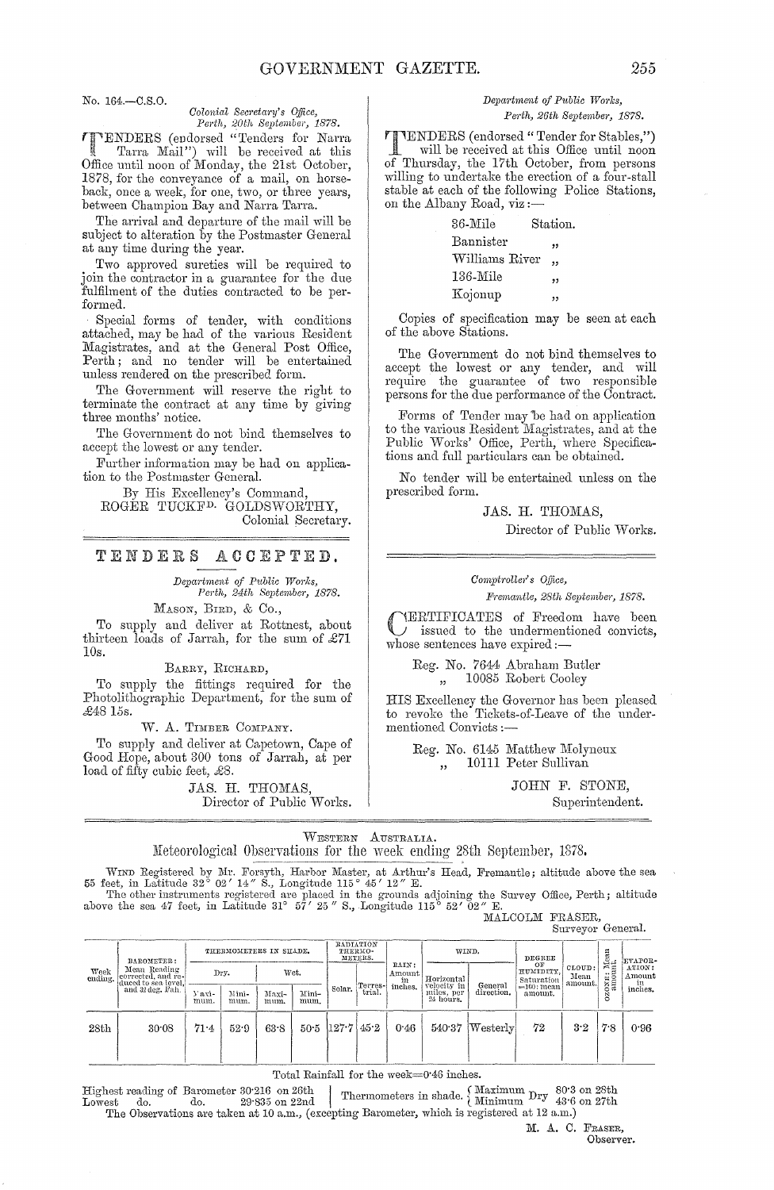No. 164.—C.S.O.

*Colonial Secretary's Office,*
*Perth, 20th September, 1878.*

TENDERS (endorsed "Tenders for Narra Tarra Mail") will be received at this Office until noon of Monday, the 21st October, 1878, for the conveyance of a mail, on horseback, once a week, for one, two, or three years, between Champion Bay and Narra Tarra.

The arrival and departure of the mail will be subject to alteration by the Postmaster General at any time during the year.

Two approved sureties will be required to join the contractor in a guarantee for the due fulfilment of the duties contracted to be performed.

Special forms of tender, with conditions attached, may be had of the various Resident Magistrates, and at the General Post Office, Perth; and no tender will be entertained unless rendered on the prescribed form.

The Government will reserve the right to terminate the contract at any time by giving three months' notice.

The Government do not bind themselves to accept the lowest or any tender.

Further information may be had on application to the Postmaster General.

By His Excellency's Command,
ROGER TUCKFD. GOLDSWORTHY,
Colonial Secretary.

## TENDERS ACCEPTED.

*Department of Public Works,*
*Perth, 24th September, 1878.*

MASON, BIRD, & CO.,

To supply and deliver at Rottnest, about thirteen loads of Jarrah, for the sum of £71 10s.

BARRY, RICHARD,

To supply the fittings required for the Photolithographic Department, for the sum of £48 15s.

W. A. TIMBER COMPANY.

To supply and deliver at Capetown, Cape of Good Hope, about 300 tons of Jarrah, at per load of fifty cubic feet, £8.

JAS. H. THOMAS,
Director of Public Works.

*Department of Public Works,*
*Perth, 26th September, 1878.*

TENDERS (endorsed "Tender for Stables,") will be received at this Office until noon of Thursday, the 17th October, from persons willing to undertake the erection of a four-stall stable at each of the following Police Stations, on the Albany Road, viz:—

36-Mile Station.
Bannister „
Williams River „
136-Mile „
Kojonup „

Copies of specification may be seen at each of the above Stations.

The Government do not bind themselves to accept the lowest or any tender, and will require the guarantee of two responsible persons for the due performance of the Contract.

Forms of Tender may be had on application to the various Resident Magistrates, and at the Public Works' Office, Perth, where Specifications and full particulars can be obtained.

No tender will be entertained unless on the prescribed form.

JAS. H. THOMAS,
Director of Public Works.

*Comptroller's Office,*
*Fremantle, 28th September, 1878.*

CERTIFICATES of Freedom have been issued to the undermentioned convicts, whose sentences have expired:—

Reg. No. 7644 Abraham Butler
„ 10085 Robert Cooley

HIS Excellency the Governor has been pleased to revoke the Tickets-of-Leave of the undermentioned Convicts:—

Reg. No. 6145 Matthew Molyneux
„ 10111 Peter Sullivan

JOHN F. STONE,
Superintendent.

WESTERN AUSTRALIA.

## Meteorological Observations for the week ending 28th September, 1878.

WIND Registered by Mr. Forsyth, Harbor Master, at Arthur's Head, Fremantle; altitude above the sea 55 feet, in Latitude 32° 02′ 14″ S., Longitude 115° 45′ 12″ E.

The other instruments registered are placed in the grounds adjoining the Survey Office, Perth; altitude above the sea 47 feet, in Latitude 31° 57′ 25″ S., Longitude 115° 52′ 02″ E.

MALCOLM FRASER,
Surveyor General.

| Week ending. | BAROMETER: Mean Reading corrected, and reduced to sea level, and 32 deg. Fah. | THERMOMETERS IN SHADE. | | | | RADIATION THERMOMETERS. | | RAIN: Amount in inches. | WIND. | | DEGREE OF HUMIDITY, Saturation =100: mean amount. | CLOUD: Mean amount. | OZONE: Mean amount. | EVAPORATION: Amount in inches. |
|---|---|---|---|---|---|---|---|---|---|---|---|---|---|---|
| | | Dry. | | Wet. | | | | | | | | | | |
| | | Maximum. | Minimum. | Maximum. | Minimum. | Solar. | Terrestrial. | | Horizontal velocity in miles, per 24 hours. | General direction. | | | | |
| 28th | 30·08 | 71·4 | 52·9 | 63·8 | 50·5 | 127·7 | 45·2 | 0·46 | 540·37 | Westerly | 72 | 3·2 | 7·8 | 0·96 |

Total Rainfall for the week=0·46 inches.

Highest reading of Barometer 30·216 on 26th
Lowest do. do. 29·835 on 22nd

Thermometers in shade. Maximum Dry 80·3 on 28th; Minimum Dry 43·6 on 27th

The Observations are taken at 10 a.m., (excepting Barometer, which is registered at 12 a.m.)

M. A. C. FRASER,
Observer.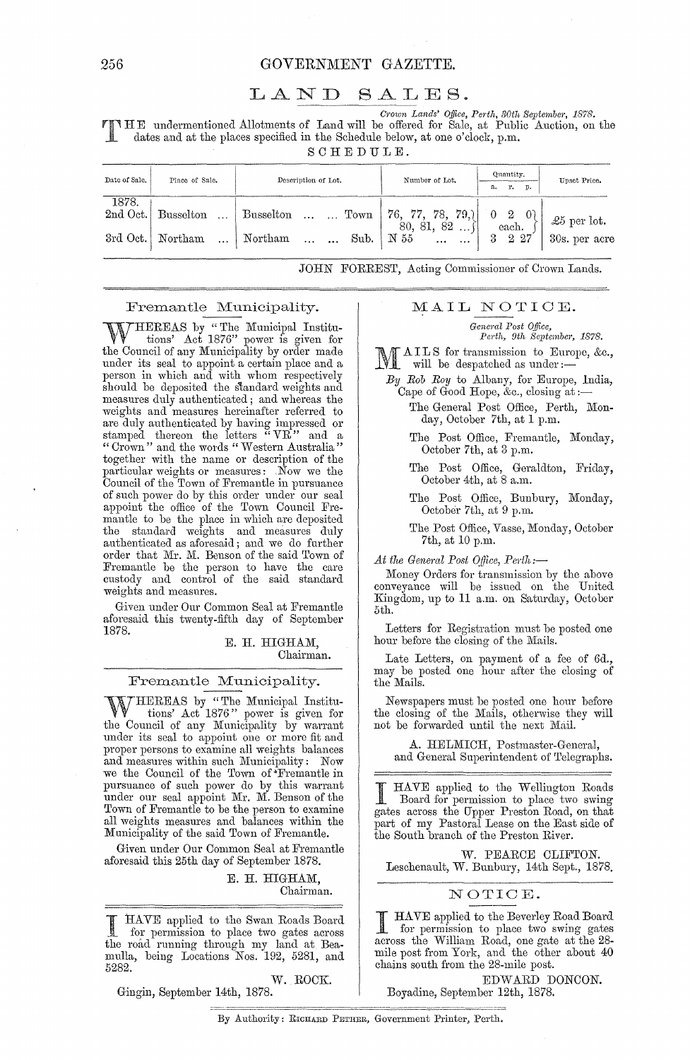# LAND SALES.

*Crown Lands' Office, Perth, 30th September, 1878.*

THE undermentioned Allotments of Land will be offered for Sale, at Public Auction, on the dates and at the places specified in the Schedule below, at one o'clock, p.m.

SCHEDULE.

| Date of Sale. | Place of Sale. | Description of Lot. | Number of Lot. | Quantity. a. r. p. | Upset Price. |
|---|---|---|---|---|---|
| 1878. | | | | | |
| 2nd Oct. | Busselton ... | Busselton ... ... Town | 76, 77, 78, 79, 80, 81, 82 ... | 0 2 0 each. | £5 per lot. |
| 3rd Oct. | Northam ... | Northam ... ... Sub. | N 55 ... ... | 3 2 27 | 30s. per acre |

JOHN FORREST, Acting Commissioner of Crown Lands.

## Fremantle Municipality.

WHEREAS by "The Municipal Institutions' Act 1876" power is given for the Council of any Municipality by order made under its seal to appoint a certain place and a person in which and with whom respectively should be deposited the standard weights and measures duly authenticated; and whereas the weights and measures hereinafter referred to are duly authenticated by having impressed or stamped thereon the letters "VR" and a "Crown" and the words "Western Australia" together with the name or description of the particular weights or measures: Now we the Council of the Town of Fremantle in pursuance of such power do by this order under our seal appoint the office of the Town Council Fremantle to be the place in which are deposited the standard weights and measures duly authenticated as aforesaid; and we do further order that Mr. M. Benson of the said Town of Fremantle be the person to have the care custody and control of the said standard weights and measures.

Given under Our Common Seal at Fremantle aforesaid this twenty-fifth day of September 1878.

E. H. HIGHAM,
Chairman.

## Fremantle Municipality.

WHEREAS by "The Municipal Institutions' Act 1876" power is given for the Council of any Municipality by warrant under its seal to appoint one or more fit and proper persons to examine all weights balances and measures within such Municipality: Now we the Council of the Town of Fremantle in pursuance of such power do by this warrant under our seal appoint Mr. M. Benson of the Town of Fremantle to be the person to examine all weights measures and balances within the Municipality of the said Town of Fremantle.

Given under Our Common Seal at Fremantle aforesaid this 25th day of September 1878.

E. H. HIGHAM,
Chairman.

---

I HAVE applied to the Swan Roads Board for permission to place two gates across the road running through my land at Beamulla, being Locations Nos. 192, 5281, and 5282.

W. ROCK.

Gingin, September 14th, 1878.

## MAIL NOTICE.

*General Post Office,*
*Perth, 9th September, 1878.*

MAILS for transmission to Europe, &c., will be despatched as under:—

*By Rob Roy* to Albany, for Europe, India, Cape of Good Hope, &c., closing at:—

The General Post Office, Perth, Monday, October 7th, at 1 p.m.

The Post Office, Fremantle, Monday, October 7th, at 3 p.m.

The Post Office, Geraldton, Friday, October 4th, at 8 a.m.

The Post Office, Bunbury, Monday, October 7th, at 9 p.m.

The Post Office, Vasse, Monday, October 7th, at 10 p.m.

*At the General Post Office, Perth:—*

Money Orders for transmission by the above conveyance will be issued on the United Kingdom, up to 11 a.m. on Saturday, October 5th.

Letters for Registration must be posted one hour before the closing of the Mails.

Late Letters, on payment of a fee of 6d., may be posted one hour after the closing of the Mails.

Newspapers must be posted one hour before the closing of the Mails, otherwise they will not be forwarded until the next Mail.

A. HELMICH, Postmaster-General,
and General Superintendent of Telegraphs.

---

I HAVE applied to the Wellington Roads Board for permission to place two swing gates across the Upper Preston Road, on that part of my Pastoral Lease on the East side of the South branch of the Preston River.

W. PEARCE CLIFTON.

Leschenault, W. Bunbury, 14th Sept., 1878.

## NOTICE.

I HAVE applied to the Beverley Road Board for permission to place two swing gates across the William Road, one gate at the 28-mile post from York, and the other about 40 chains south from the 28-mile post.

EDWARD DONCON.

Boyadine, September 12th, 1878.

---

By Authority: RICHARD PETHER, Government Printer, Perth.